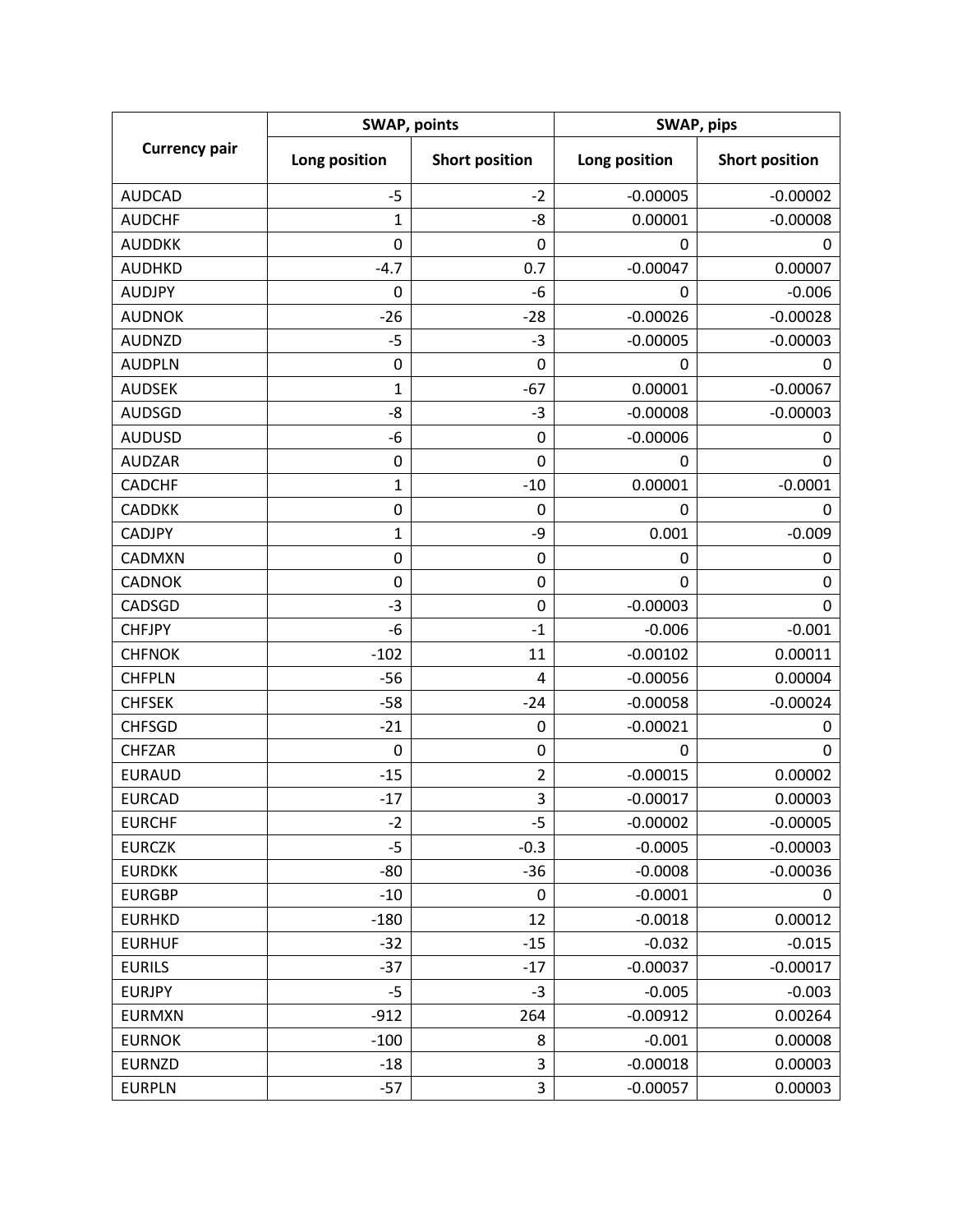| Currency pair | SWAP, points | | SWAP, pips | |
|---|---|---|---|---|
| | Long position | Short position | Long position | Short position |
| AUDCAD | -5 | -2 | -0.00005 | -0.00002 |
| AUDCHF | 1 | -8 | 0.00001 | -0.00008 |
| AUDDKK | 0 | 0 | 0 | 0 |
| AUDHKD | -4.7 | 0.7 | -0.00047 | 0.00007 |
| AUDJPY | 0 | -6 | 0 | -0.006 |
| AUDNOK | -26 | -28 | -0.00026 | -0.00028 |
| AUDNZD | -5 | -3 | -0.00005 | -0.00003 |
| AUDPLN | 0 | 0 | 0 | 0 |
| AUDSEK | 1 | -67 | 0.00001 | -0.00067 |
| AUDSGD | -8 | -3 | -0.00008 | -0.00003 |
| AUDUSD | -6 | 0 | -0.00006 | 0 |
| AUDZAR | 0 | 0 | 0 | 0 |
| CADCHF | 1 | -10 | 0.00001 | -0.0001 |
| CADDKK | 0 | 0 | 0 | 0 |
| CADJPY | 1 | -9 | 0.001 | -0.009 |
| CADMXN | 0 | 0 | 0 | 0 |
| CADNOK | 0 | 0 | 0 | 0 |
| CADSGD | -3 | 0 | -0.00003 | 0 |
| CHFJPY | -6 | -1 | -0.006 | -0.001 |
| CHFNOK | -102 | 11 | -0.00102 | 0.00011 |
| CHFPLN | -56 | 4 | -0.00056 | 0.00004 |
| CHFSEK | -58 | -24 | -0.00058 | -0.00024 |
| CHFSGD | -21 | 0 | -0.00021 | 0 |
| CHFZAR | 0 | 0 | 0 | 0 |
| EURAUD | -15 | 2 | -0.00015 | 0.00002 |
| EURCAD | -17 | 3 | -0.00017 | 0.00003 |
| EURCHF | -2 | -5 | -0.00002 | -0.00005 |
| EURCZK | -5 | -0.3 | -0.0005 | -0.00003 |
| EURDKK | -80 | -36 | -0.0008 | -0.00036 |
| EURGBP | -10 | 0 | -0.0001 | 0 |
| EURHKD | -180 | 12 | -0.0018 | 0.00012 |
| EURHUF | -32 | -15 | -0.032 | -0.015 |
| EURILS | -37 | -17 | -0.00037 | -0.00017 |
| EURJPY | -5 | -3 | -0.005 | -0.003 |
| EURMXN | -912 | 264 | -0.00912 | 0.00264 |
| EURNOK | -100 | 8 | -0.001 | 0.00008 |
| EURNZD | -18 | 3 | -0.00018 | 0.00003 |
| EURPLN | -57 | 3 | -0.00057 | 0.00003 |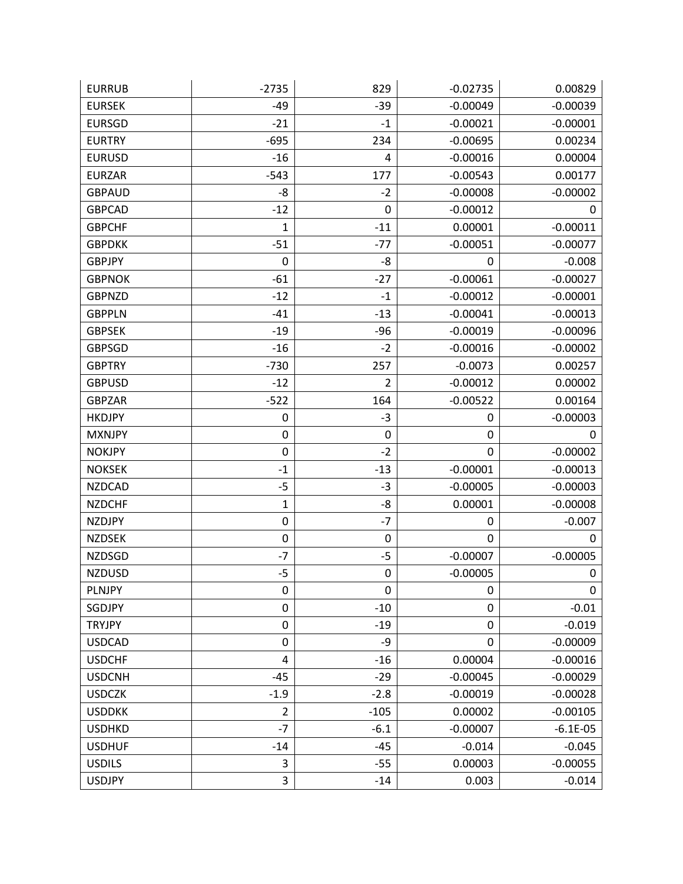| | | | | |
|---|---|---|---|---|
| EURRUB | -2735 | 829 | -0.02735 | 0.00829 |
| EURSEK | -49 | -39 | -0.00049 | -0.00039 |
| EURSGD | -21 | -1 | -0.00021 | -0.00001 |
| EURTRY | -695 | 234 | -0.00695 | 0.00234 |
| EURUSD | -16 | 4 | -0.00016 | 0.00004 |
| EURZAR | -543 | 177 | -0.00543 | 0.00177 |
| GBPAUD | -8 | -2 | -0.00008 | -0.00002 |
| GBPCAD | -12 | 0 | -0.00012 | 0 |
| GBPCHF | 1 | -11 | 0.00001 | -0.00011 |
| GBPDKK | -51 | -77 | -0.00051 | -0.00077 |
| GBPJPY | 0 | -8 | 0 | -0.008 |
| GBPNOK | -61 | -27 | -0.00061 | -0.00027 |
| GBPNZD | -12 | -1 | -0.00012 | -0.00001 |
| GBPPLN | -41 | -13 | -0.00041 | -0.00013 |
| GBPSEK | -19 | -96 | -0.00019 | -0.00096 |
| GBPSGD | -16 | -2 | -0.00016 | -0.00002 |
| GBPTRY | -730 | 257 | -0.0073 | 0.00257 |
| GBPUSD | -12 | 2 | -0.00012 | 0.00002 |
| GBPZAR | -522 | 164 | -0.00522 | 0.00164 |
| HKDJPY | 0 | -3 | 0 | -0.00003 |
| MXNJPY | 0 | 0 | 0 | 0 |
| NOKJPY | 0 | -2 | 0 | -0.00002 |
| NOKSEK | -1 | -13 | -0.00001 | -0.00013 |
| NZDCAD | -5 | -3 | -0.00005 | -0.00003 |
| NZDCHF | 1 | -8 | 0.00001 | -0.00008 |
| NZDJPY | 0 | -7 | 0 | -0.007 |
| NZDSEK | 0 | 0 | 0 | 0 |
| NZDSGD | -7 | -5 | -0.00007 | -0.00005 |
| NZDUSD | -5 | 0 | -0.00005 | 0 |
| PLNJPY | 0 | 0 | 0 | 0 |
| SGDJPY | 0 | -10 | 0 | -0.01 |
| TRYJPY | 0 | -19 | 0 | -0.019 |
| USDCAD | 0 | -9 | 0 | -0.00009 |
| USDCHF | 4 | -16 | 0.00004 | -0.00016 |
| USDCNH | -45 | -29 | -0.00045 | -0.00029 |
| USDCZK | -1.9 | -2.8 | -0.00019 | -0.00028 |
| USDDKK | 2 | -105 | 0.00002 | -0.00105 |
| USDHKD | -7 | -6.1 | -0.00007 | -6.1E-05 |
| USDHUF | -14 | -45 | -0.014 | -0.045 |
| USDILS | 3 | -55 | 0.00003 | -0.00055 |
| USDJPY | 3 | -14 | 0.003 | -0.014 |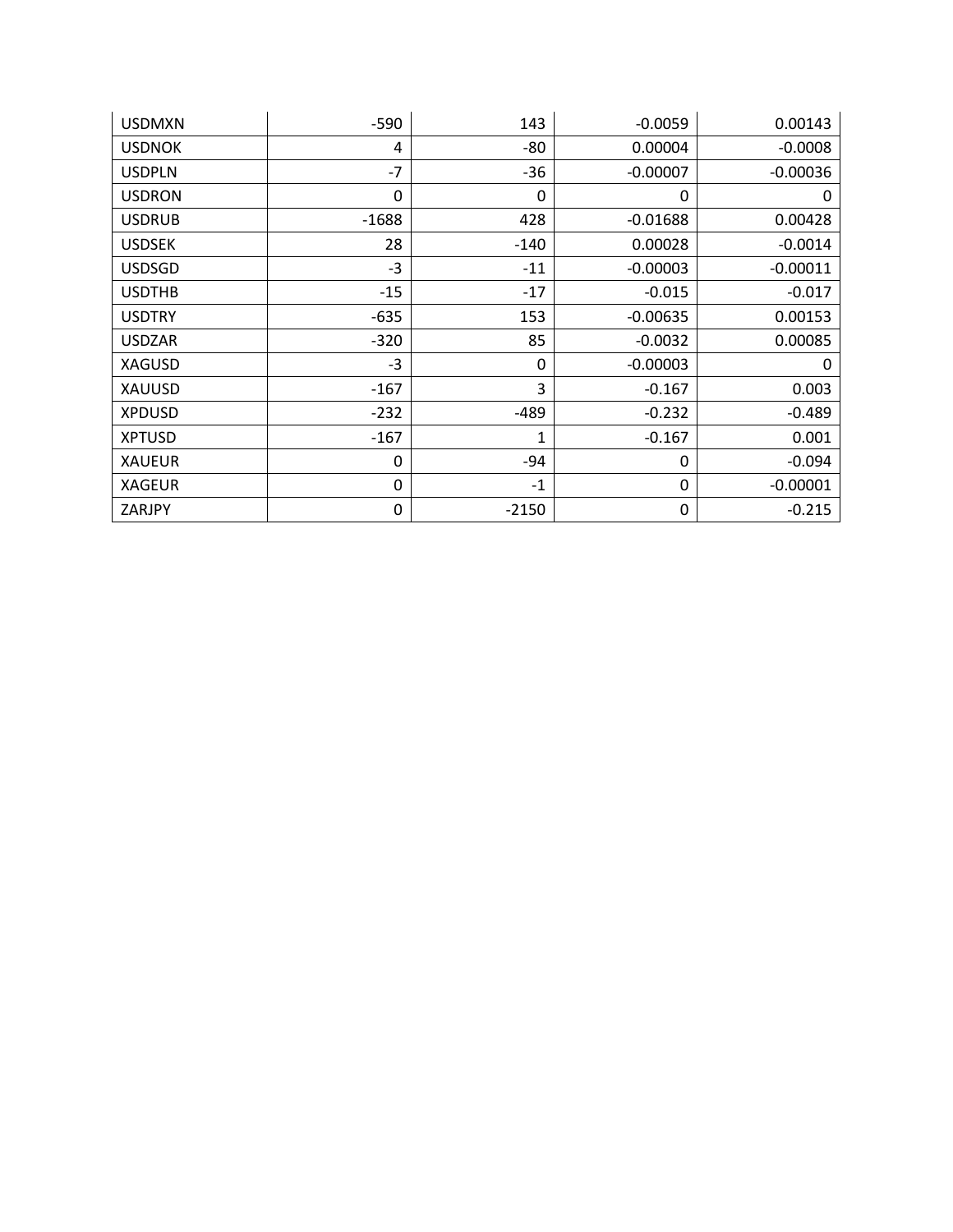| | | | | |
|---|---|---|---|---|
| USDMXN | -590 | 143 | -0.0059 | 0.00143 |
| USDNOK | 4 | -80 | 0.00004 | -0.0008 |
| USDPLN | -7 | -36 | -0.00007 | -0.00036 |
| USDRON | 0 | 0 | 0 | 0 |
| USDRUB | -1688 | 428 | -0.01688 | 0.00428 |
| USDSEK | 28 | -140 | 0.00028 | -0.0014 |
| USDSGD | -3 | -11 | -0.00003 | -0.00011 |
| USDTHB | -15 | -17 | -0.015 | -0.017 |
| USDTRY | -635 | 153 | -0.00635 | 0.00153 |
| USDZAR | -320 | 85 | -0.0032 | 0.00085 |
| XAGUSD | -3 | 0 | -0.00003 | 0 |
| XAUUSD | -167 | 3 | -0.167 | 0.003 |
| XPDUSD | -232 | -489 | -0.232 | -0.489 |
| XPTUSD | -167 | 1 | -0.167 | 0.001 |
| XAUEUR | 0 | -94 | 0 | -0.094 |
| XAGEUR | 0 | -1 | 0 | -0.00001 |
| ZARJPY | 0 | -2150 | 0 | -0.215 |